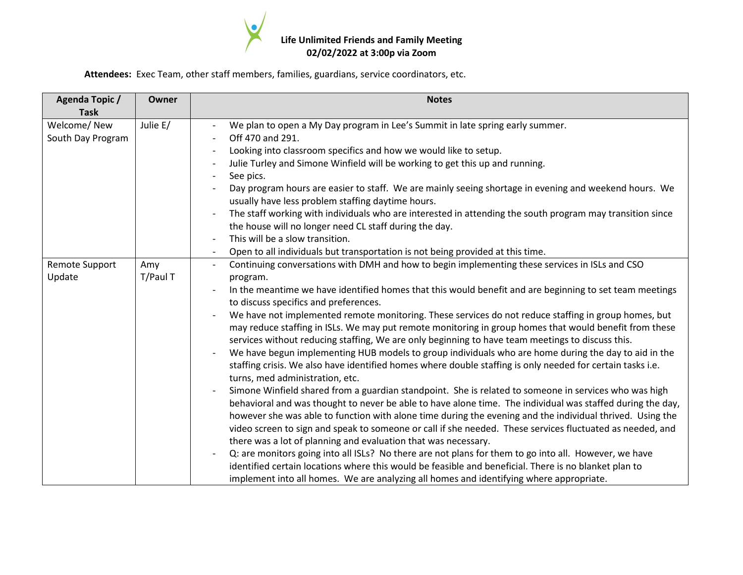**Life Unlimited Friends and Family Meeting**
**02/02/2022 at 3:00p via Zoom**

**Attendees:** Exec Team, other staff members, families, guardians, service coordinators, etc.

| Agenda Topic / Task | Owner | Notes |
|---|---|---|
| Welcome/ New South Day Program | Julie E/ | - We plan to open a My Day program in Lee's Summit in late spring early summer.<br>- Off 470 and 291.<br>- Looking into classroom specifics and how we would like to setup.<br>- Julie Turley and Simone Winfield will be working to get this up and running.<br>- See pics.<br>- Day program hours are easier to staff. We are mainly seeing shortage in evening and weekend hours. We usually have less problem staffing daytime hours.<br>- The staff working with individuals who are interested in attending the south program may transition since the house will no longer need CL staff during the day.<br>- This will be a slow transition.<br>- Open to all individuals but transportation is not being provided at this time. |
| Remote Support Update | Amy T/Paul T | - Continuing conversations with DMH and how to begin implementing these services in ISLs and CSO program.<br>- In the meantime we have identified homes that this would benefit and are beginning to set team meetings to discuss specifics and preferences.<br>- We have not implemented remote monitoring. These services do not reduce staffing in group homes, but may reduce staffing in ISLs. We may put remote monitoring in group homes that would benefit from these services without reducing staffing, We are only beginning to have team meetings to discuss this.<br>- We have begun implementing HUB models to group individuals who are home during the day to aid in the staffing crisis. We also have identified homes where double staffing is only needed for certain tasks i.e. turns, med administration, etc.<br>- Simone Winfield shared from a guardian standpoint. She is related to someone in services who was high behavioral and was thought to never be able to have alone time. The individual was staffed during the day, however she was able to function with alone time during the evening and the individual thrived. Using the video screen to sign and speak to someone or call if she needed. These services fluctuated as needed, and there was a lot of planning and evaluation that was necessary.<br>- Q: are monitors going into all ISLs? No there are not plans for them to go into all. However, we have identified certain locations where this would be feasible and beneficial. There is no blanket plan to implement into all homes. We are analyzing all homes and identifying where appropriate. |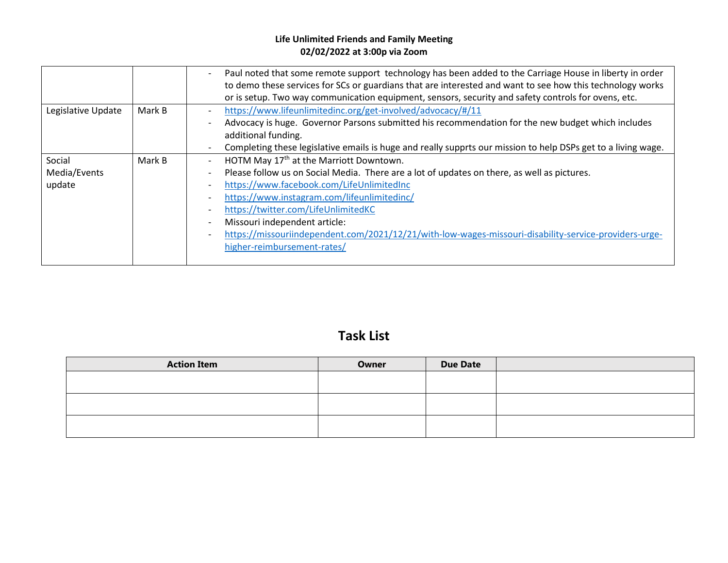**Life Unlimited Friends and Family Meeting**
**02/02/2022 at 3:00p via Zoom**

| | | |
|---|---|---|
| | | - Paul noted that some remote support technology has been added to the Carriage House in liberty in order to demo these services for SCs or guardians that are interested and want to see how this technology works or is setup. Two way communication equipment, sensors, security and safety controls for ovens, etc. |
| Legislative Update | Mark B | - https://www.lifeunlimitedinc.org/get-involved/advocacy/#/11<br>- Advocacy is huge. Governor Parsons submitted his recommendation for the new budget which includes additional funding.<br>- Completing these legislative emails is huge and really supprts our mission to help DSPs get to a living wage. |
| Social Media/Events update | Mark B | - HOTM May 17th at the Marriott Downtown.<br>- Please follow us on Social Media. There are a lot of updates on there, as well as pictures.<br>- https://www.facebook.com/LifeUnlimitedInc<br>- https://www.instagram.com/lifeunlimitedinc/<br>- https://twitter.com/LifeUnlimitedKC<br>- Missouri independent article:<br>- https://missouriindependent.com/2021/12/21/with-low-wages-missouri-disability-service-providers-urge-higher-reimbursement-rates/ |

## Task List

| Action Item | Owner | Due Date | |
|---|---|---|---|
| | | | |
| | | | |
| | | | |